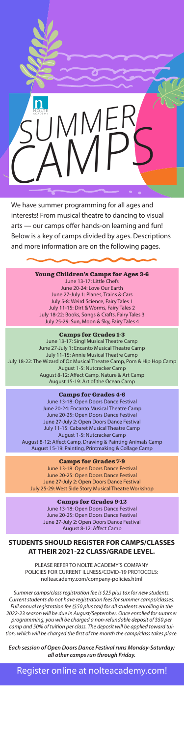# SUMMER CAMPS

We have summer programming for all ages and interests! From musical theatre to dancing to visual arts — our camps offer hands-on learning and fun! Below is a key of camps divided by ages. Descriptions and more information are on the following pages.

### Young Children's Camps for Ages 3-6

June 13-17: Little Chefs
June 20-24: Love Our Earth
June 27-July 1: Planes, Trains & Cars
July 5-8: Weird Science, Fairy Tales 1
July 11-15: Dirt & Worms, Fairy Tales 2
July 18-22: Books, Songs & Crafts, Fairy Tales 3
July 25-29: Sun, Moon & Sky, Fairy Tales 4

### Camps for Grades 1-3

June 13-17: Sing! Musical Theatre Camp
June 27-July 1: Encanto Musical Theatre Camp
July 11-15: Annie Musical Theatre Camp
July 18-22: The Wizard of Oz Musical Theatre Camp, Pom & Hip Hop Camp
August 1-5: Nutcracker Camp
August 8-12: Affect Camp, Nature & Art Camp
August 15-19: Art of the Ocean Camp

### Camps for Grades 4-6

June 13-18: Open Doors Dance Festival
June 20-24: Encanto Musical Theatre Camp
June 20-25: Open Doors Dance Festival
June 27-July 2: Open Doors Dance Festival
July 11-15: Cabaret Musical Theatre Camp
August 1-5: Nutcracker Camp
August 8-12: Affect Camp, Drawing & Painting Animals Camp
August 15-19: Painting, Printmaking & Collage Camp

### Camps for Grades 7-9

June 13-18: Open Doors Dance Festival
June 20-25: Open Doors Dance Festival
June 27-July 2: Open Doors Dance Festival
July 25-29: West Side Story Musical Theatre Workshop

### Camps for Grades 9-12

June 13-18: Open Doors Dance Festival
June 20-25: Open Doors Dance Festival
June 27-July 2: Open Doors Dance Festival
August 8-12: Affect Camp

## STUDENTS SHOULD REGISTER FOR CAMPS/CLASSES AT THEIR 2021-22 CLASS/GRADE LEVEL.

PLEASE REFER TO NOLTE ACADEMY'S COMPANY POLICIES FOR CURRENT ILLNESS/COVID-19 PROTOCOLS: nolteacademy.com/company-policies.html

*Summer camps/class registration fee is $25 plus tax for new students. Current students do not have registration fees for summer camps/classes. Full annual registration fee ($50 plus tax) for all students enrolling in the 2022-23 season will be due in August/September. Once enrolled for summer programming, you will be charged a non-refundable deposit of $50 per camp and 50% of tuition per class. The deposit will be applied toward tuition, which will be charged the first of the month the camp/class takes place.*

***Each session of Open Doors Dance Festival runs Monday-Saturday; all other camps run through Friday.***

Register online at nolteacademy.com!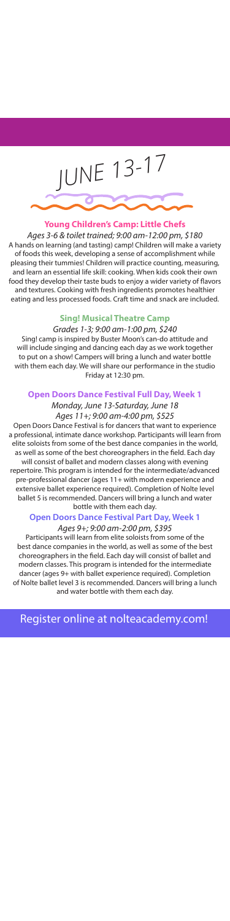# JUNE 13-17

### Young Children's Camp: Little Chefs

*Ages 3-6 & toilet trained; 9:00 am-12:00 pm, $180*

A hands on learning (and tasting) camp! Children will make a variety of foods this week, developing a sense of accomplishment while pleasing their tummies! Children will practice counting, measuring, and learn an essential life skill: cooking. When kids cook their own food they develop their taste buds to enjoy a wider variety of flavors and textures. Cooking with fresh ingredients promotes healthier eating and less processed foods. Craft time and snack are included.

### Sing! Musical Theatre Camp

*Grades 1-3; 9:00 am-1:00 pm, $240*

Sing! camp is inspired by Buster Moon's can-do attitude and will include singing and dancing each day as we work together to put on a show! Campers will bring a lunch and water bottle with them each day. We will share our performance in the studio Friday at 12:30 pm.

### Open Doors Dance Festival Full Day, Week 1

*Monday, June 13-Saturday, June 18*
*Ages 11+; 9:00 am-4:00 pm, $525*

Open Doors Dance Festival is for dancers that want to experience a professional, intimate dance workshop. Participants will learn from elite soloists from some of the best dance companies in the world, as well as some of the best choreographers in the field. Each day will consist of ballet and modern classes along with evening repertoire. This program is intended for the intermediate/advanced pre-professional dancer (ages 11+ with modern experience and extensive ballet experience required). Completion of Nolte level ballet 5 is recommended. Dancers will bring a lunch and water bottle with them each day.

### Open Doors Dance Festival Part Day, Week 1

*Ages 9+; 9:00 am-2:00 pm, $395*

Participants will learn from elite soloists from some of the best dance companies in the world, as well as some of the best choreographers in the field. Each day will consist of ballet and modern classes. This program is intended for the intermediate dancer (ages 9+ with ballet experience required). Completion of Nolte ballet level 3 is recommended. Dancers will bring a lunch and water bottle with them each day.

## Register online at nolteacademy.com!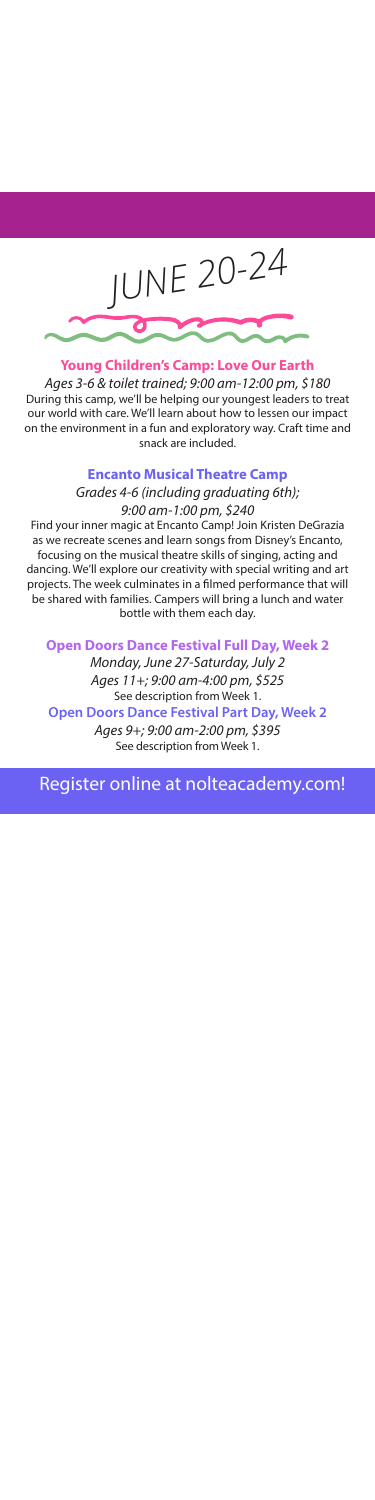# JUNE 20-24

### Young Children's Camp: Love Our Earth

*Ages 3-6 & toilet trained; 9:00 am-12:00 pm, $180*

During this camp, we'll be helping our youngest leaders to treat our world with care. We'll learn about how to lessen our impact on the environment in a fun and exploratory way. Craft time and snack are included.

### Encanto Musical Theatre Camp

*Grades 4-6 (including graduating 6th); 9:00 am-1:00 pm, $240*

Find your inner magic at Encanto Camp! Join Kristen DeGrazia as we recreate scenes and learn songs from Disney's Encanto, focusing on the musical theatre skills of singing, acting and dancing. We'll explore our creativity with special writing and art projects. The week culminates in a filmed performance that will be shared with families. Campers will bring a lunch and water bottle with them each day.

### Open Doors Dance Festival Full Day, Week 2

*Monday, June 27-Saturday, July 2*

*Ages 11+; 9:00 am-4:00 pm, $525*

See description from Week 1.

### Open Doors Dance Festival Part Day, Week 2

*Ages 9+; 9:00 am-2:00 pm, $395*

See description from Week 1.

Register online at nolteacademy.com!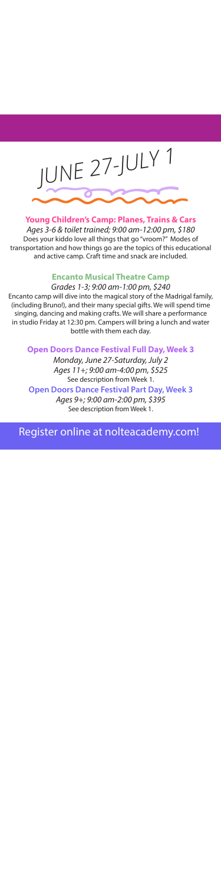# JUNE 27-JULY 1

### Young Children's Camp: Planes, Trains & Cars

*Ages 3-6 & toilet trained; 9:00 am-12:00 pm, $180*

Does your kiddo love all things that go "vroom?" Modes of transportation and how things go are the topics of this educational and active camp. Craft time and snack are included.

### Encanto Musical Theatre Camp

*Grades 1-3; 9:00 am-1:00 pm, $240*

Encanto camp will dive into the magical story of the Madrigal family, (including Bruno!), and their many special gifts. We will spend time singing, dancing and making crafts. We will share a performance in studio Friday at 12:30 pm. Campers will bring a lunch and water bottle with them each day.

### Open Doors Dance Festival Full Day, Week 3

*Monday, June 27-Saturday, July 2*

*Ages 11+; 9:00 am-4:00 pm, $525*

See description from Week 1.

### Open Doors Dance Festival Part Day, Week 3

*Ages 9+; 9:00 am-2:00 pm, $395*

See description from Week 1.

Register online at nolteacademy.com!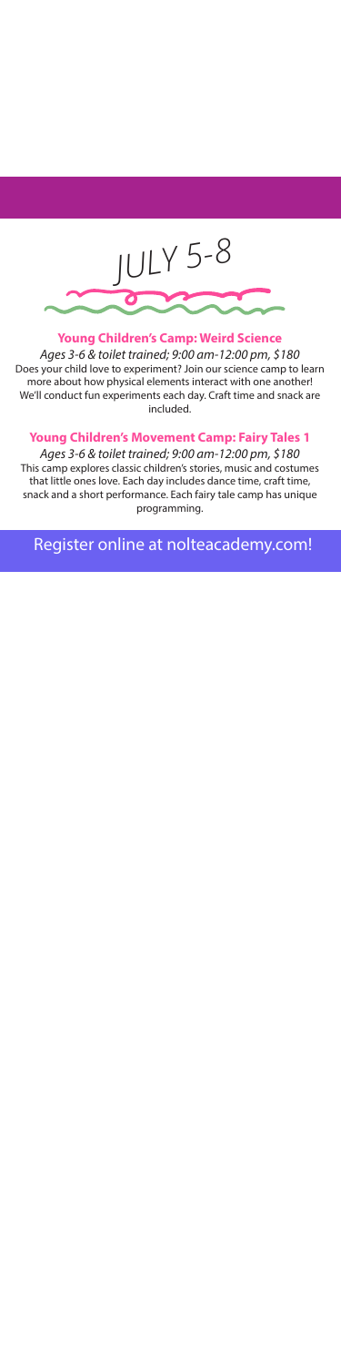# JULY 5-8

### Young Children's Camp: Weird Science

*Ages 3-6 & toilet trained; 9:00 am-12:00 pm, $180*

Does your child love to experiment? Join our science camp to learn more about how physical elements interact with one another! We'll conduct fun experiments each day. Craft time and snack are included.

### Young Children's Movement Camp: Fairy Tales 1

*Ages 3-6 & toilet trained; 9:00 am-12:00 pm, $180*

This camp explores classic children's stories, music and costumes that little ones love. Each day includes dance time, craft time, snack and a short performance. Each fairy tale camp has unique programming.

Register online at nolteacademy.com!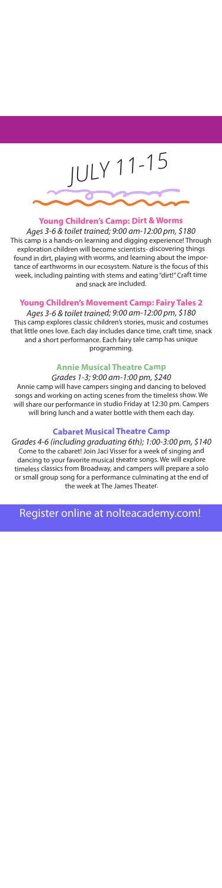# JULY 11-15

### Young Children's Camp: Dirt & Worms

*Ages 3-6 & toilet trained; 9:00 am-12:00 pm, $180*

This camp is a hands-on learning and digging experience! Through exploration children will become scientists- discovering things found in dirt, playing with worms, and learning about the importance of earthworms in our ecosystem. Nature is the focus of this week, including painting with stems and eating "dirt!" Craft time and snack are included.

### Young Children's Movement Camp: Fairy Tales 2

*Ages 3-6 & toilet trained; 9:00 am-12:00 pm, $180*

This camp explores classic children's stories, music and costumes that little ones love. Each day includes dance time, craft time, snack and a short performance. Each fairy tale camp has unique programming.

### Annie Musical Theatre Camp

*Grades 1-3; 9:00 am-1:00 pm, $240*

Annie camp will have campers singing and dancing to beloved songs and working on acting scenes from the timeless show. We will share our performance in studio Friday at 12:30 pm. Campers will bring lunch and a water bottle with them each day.

### Cabaret Musical Theatre Camp

*Grades 4-6 (including graduating 6th); 1:00-3:00 pm, $140*

Come to the cabaret! Join Jaci Visser for a week of singing and dancing to your favorite musical theatre songs. We will explore timeless classics from Broadway, and campers will prepare a solo or small group song for a performance culminating at the end of the week at The James Theater.

Register online at nolteacademy.com!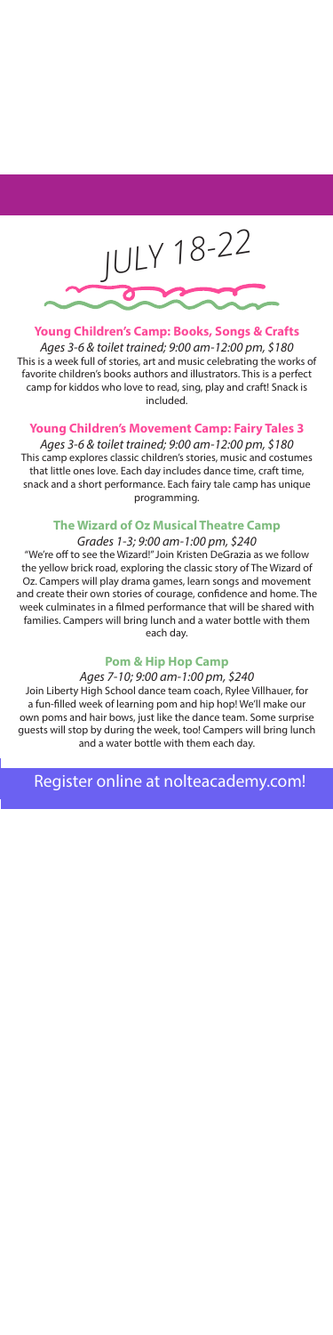# JULY 18-22

### Young Children's Camp: Books, Songs & Crafts

*Ages 3-6 & toilet trained; 9:00 am-12:00 pm, $180*

This is a week full of stories, art and music celebrating the works of favorite children's books authors and illustrators. This is a perfect camp for kiddos who love to read, sing, play and craft! Snack is included.

### Young Children's Movement Camp: Fairy Tales 3

*Ages 3-6 & toilet trained; 9:00 am-12:00 pm, $180*

This camp explores classic children's stories, music and costumes that little ones love. Each day includes dance time, craft time, snack and a short performance. Each fairy tale camp has unique programming.

### The Wizard of Oz Musical Theatre Camp

*Grades 1-3; 9:00 am-1:00 pm, $240*

"We're off to see the Wizard!" Join Kristen DeGrazia as we follow the yellow brick road, exploring the classic story of The Wizard of Oz. Campers will play drama games, learn songs and movement and create their own stories of courage, confidence and home. The week culminates in a filmed performance that will be shared with families. Campers will bring lunch and a water bottle with them each day.

### Pom & Hip Hop Camp

*Ages 7-10; 9:00 am-1:00 pm, $240*

Join Liberty High School dance team coach, Rylee Villhauer, for a fun-filled week of learning pom and hip hop! We'll make our own poms and hair bows, just like the dance team. Some surprise guests will stop by during the week, too! Campers will bring lunch and a water bottle with them each day.

Register online at nolteacademy.com!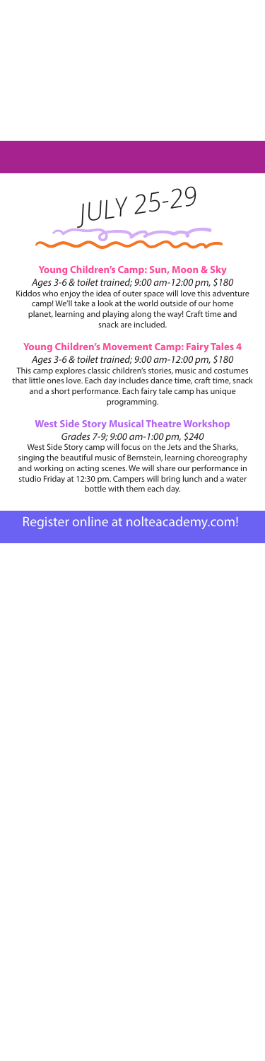# JULY 25-29

### Young Children's Camp: Sun, Moon & Sky

*Ages 3-6 & toilet trained; 9:00 am-12:00 pm, $180*

Kiddos who enjoy the idea of outer space will love this adventure camp! We'll take a look at the world outside of our home planet, learning and playing along the way! Craft time and snack are included.

### Young Children's Movement Camp: Fairy Tales 4

*Ages 3-6 & toilet trained; 9:00 am-12:00 pm, $180*

This camp explores classic children's stories, music and costumes that little ones love. Each day includes dance time, craft time, snack and a short performance. Each fairy tale camp has unique programming.

### West Side Story Musical Theatre Workshop

*Grades 7-9; 9:00 am-1:00 pm, $240*

West Side Story camp will focus on the Jets and the Sharks, singing the beautiful music of Bernstein, learning choreography and working on acting scenes. We will share our performance in studio Friday at 12:30 pm. Campers will bring lunch and a water bottle with them each day.

Register online at nolteacademy.com!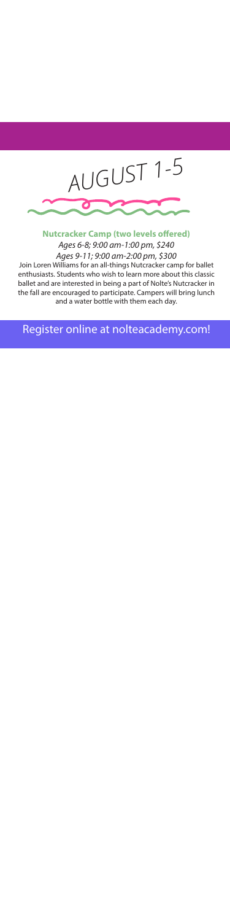# AUGUST 1-5

### Nutcracker Camp (two levels offered)

*Ages 6-8; 9:00 am-1:00 pm, $240*

*Ages 9-11; 9:00 am-2:00 pm, $300*

Join Loren Williams for an all-things Nutcracker camp for ballet enthusiasts. Students who wish to learn more about this classic ballet and are interested in being a part of Nolte's Nutcracker in the fall are encouraged to participate. Campers will bring lunch and a water bottle with them each day.

Register online at nolteacademy.com!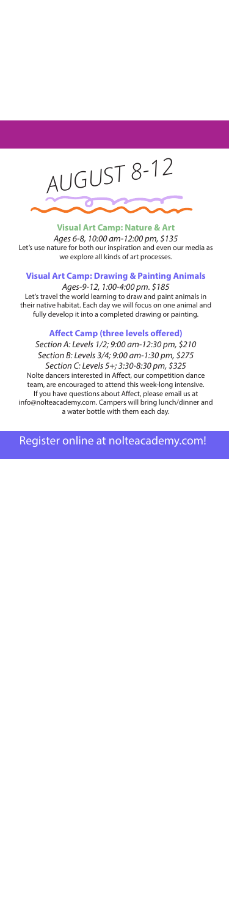# AUGUST 8-12

### Visual Art Camp: Nature & Art

*Ages 6-8, 10:00 am-12:00 pm, $135*

Let's use nature for both our inspiration and even our media as we explore all kinds of art processes.

### Visual Art Camp: Drawing & Painting Animals

*Ages-9-12, 1:00-4:00 pm. $185*

Let's travel the world learning to draw and paint animals in their native habitat. Each day we will focus on one animal and fully develop it into a completed drawing or painting.

### Affect Camp (three levels offered)

*Section A: Levels 1/2; 9:00 am-12:30 pm, $210*
*Section B: Levels 3/4; 9:00 am-1:30 pm, $275*
*Section C: Levels 5+; 3:30-8:30 pm, $325*

Nolte dancers interested in Affect, our competition dance team, are encouraged to attend this week-long intensive. If you have questions about Affect, please email us at info@nolteacademy.com. Campers will bring lunch/dinner and a water bottle with them each day.

Register online at nolteacademy.com!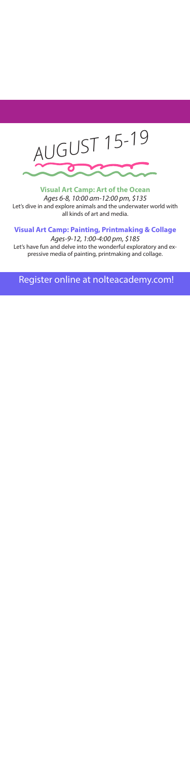# AUGUST 15-19

### Visual Art Camp: Art of the Ocean

*Ages 6-8, 10:00 am-12:00 pm, $135*

Let's dive in and explore animals and the underwater world with all kinds of art and media.

### Visual Art Camp: Painting, Printmaking & Collage

*Ages-9-12, 1:00-4:00 pm, $185*

Let's have fun and delve into the wonderful exploratory and expressive media of painting, printmaking and collage.

Register online at nolteacademy.com!